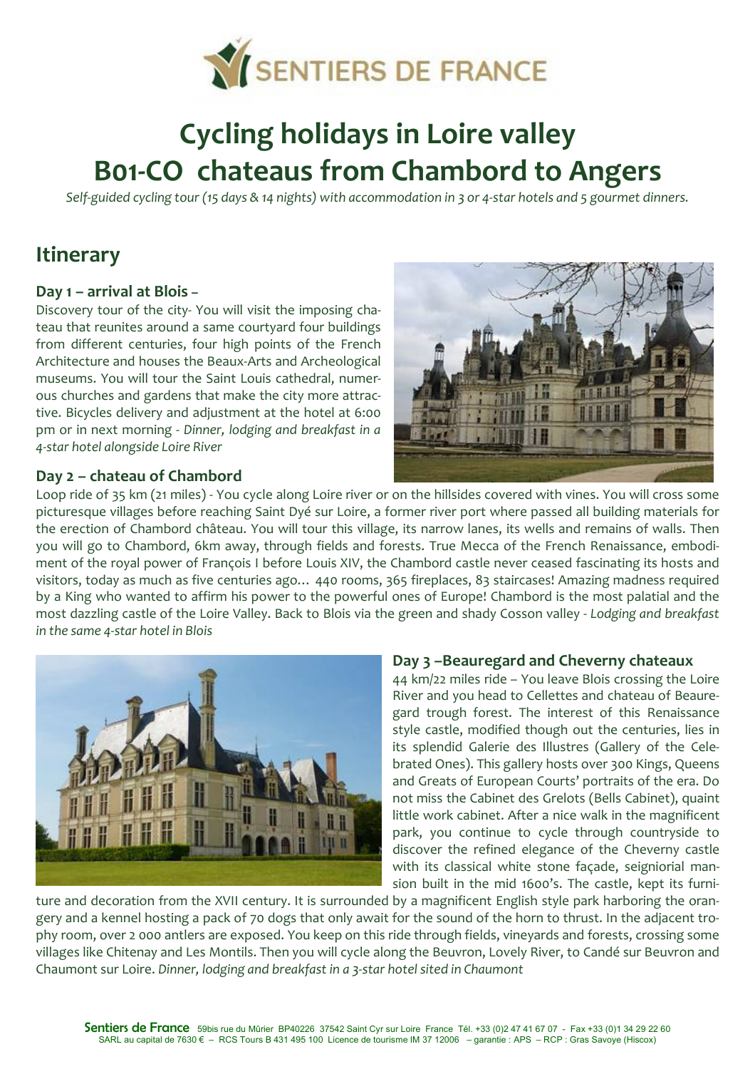# Cycling holidays in Loire valley
# B01-CO chateaus from Chambord to Angers

*Self-guided cycling tour (15 days & 14 nights) with accommodation in 3 or 4-star hotels and 5 gourmet dinners.*

## Itinerary

### Day 1 – arrival at Blois –

Discovery tour of the city- You will visit the imposing chateau that reunites around a same courtyard four buildings from different centuries, four high points of the French Architecture and houses the Beaux-Arts and Archeological museums. You will tour the Saint Louis cathedral, numerous churches and gardens that make the city more attractive. Bicycles delivery and adjustment at the hotel at 6:00 pm or in next morning - *Dinner, lodging and breakfast in a 4-star hotel alongside Loire River*

### Day 2 – chateau of Chambord

Loop ride of 35 km (21 miles) - You cycle along Loire river or on the hillsides covered with vines. You will cross some picturesque villages before reaching Saint Dyé sur Loire, a former river port where passed all building materials for the erection of Chambord château. You will tour this village, its narrow lanes, its wells and remains of walls. Then you will go to Chambord, 6km away, through fields and forests. True Mecca of the French Renaissance, embodiment of the royal power of François I before Louis XIV, the Chambord castle never ceased fascinating its hosts and visitors, today as much as five centuries ago… 440 rooms, 365 fireplaces, 83 staircases! Amazing madness required by a King who wanted to affirm his power to the powerful ones of Europe! Chambord is the most palatial and the most dazzling castle of the Loire Valley. Back to Blois via the green and shady Cosson valley - *Lodging and breakfast in the same 4-star hotel in Blois*

### Day 3 –Beauregard and Cheverny chateaux

44 km/22 miles ride – You leave Blois crossing the Loire River and you head to Cellettes and chateau of Beauregard trough forest. The interest of this Renaissance style castle, modified though out the centuries, lies in its splendid Galerie des Illustres (Gallery of the Celebrated Ones). This gallery hosts over 300 Kings, Queens and Greats of European Courts' portraits of the era. Do not miss the Cabinet des Grelots (Bells Cabinet), quaint little work cabinet. After a nice walk in the magnificent park, you continue to cycle through countryside to discover the refined elegance of the Cheverny castle with its classical white stone façade, seigniorial mansion built in the mid 1600's. The castle, kept its furniture and decoration from the XVII century. It is surrounded by a magnificent English style park harboring the orangery and a kennel hosting a pack of 70 dogs that only await for the sound of the horn to thrust. In the adjacent trophy room, over 2 000 antlers are exposed. You keep on this ride through fields, vineyards and forests, crossing some villages like Chitenay and Les Montils. Then you will cycle along the Beuvron, Lovely River, to Candé sur Beuvron and Chaumont sur Loire. *Dinner, lodging and breakfast in a 3-star hotel sited in Chaumont*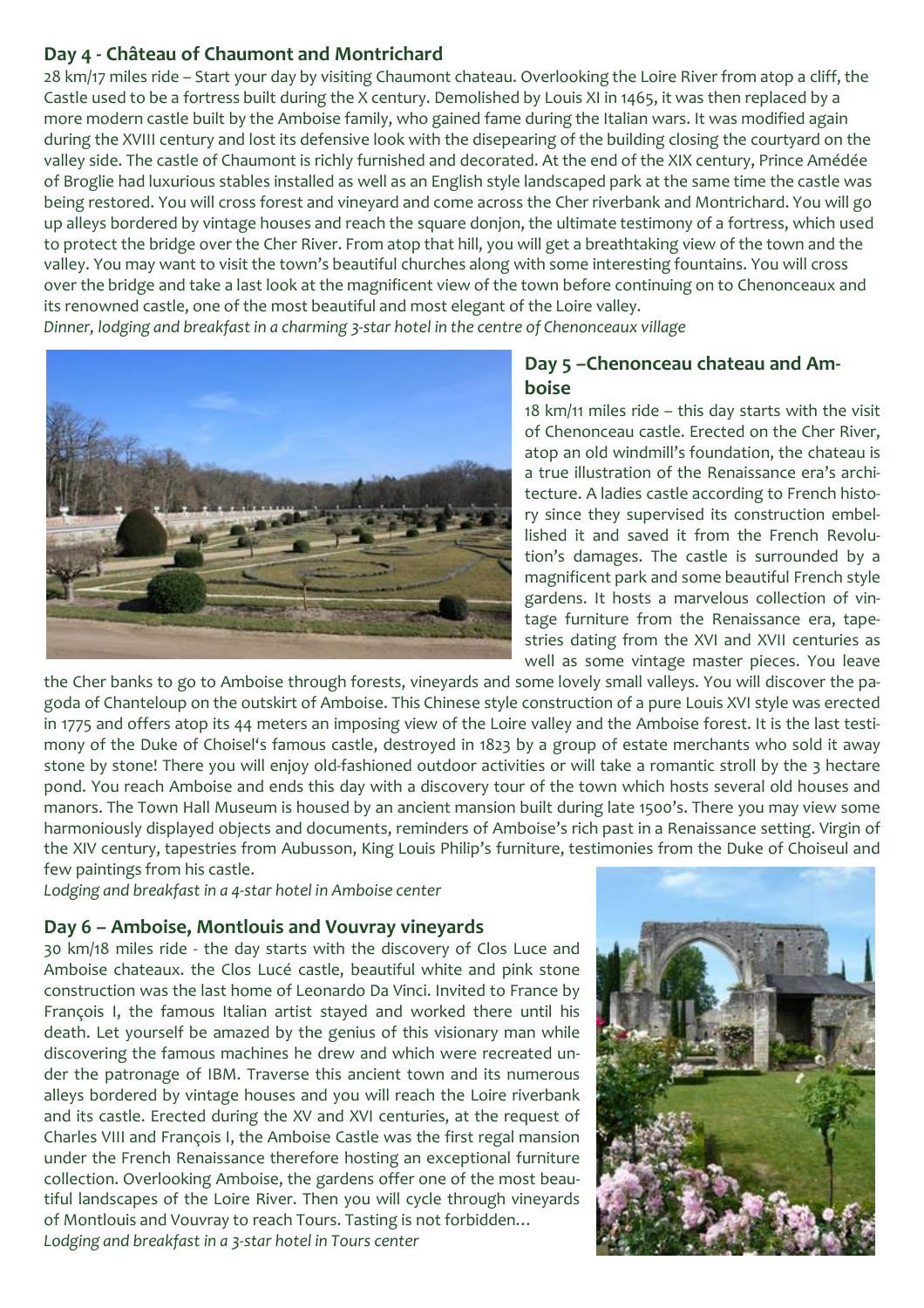## Day 4 - Château of Chaumont and Montrichard

28 km/17 miles ride – Start your day by visiting Chaumont chateau. Overlooking the Loire River from atop a cliff, the Castle used to be a fortress built during the X century. Demolished by Louis XI in 1465, it was then replaced by a more modern castle built by the Amboise family, who gained fame during the Italian wars. It was modified again during the XVIII century and lost its defensive look with the disepearing of the building closing the courtyard on the valley side. The castle of Chaumont is richly furnished and decorated. At the end of the XIX century, Prince Amédée of Broglie had luxurious stables installed as well as an English style landscaped park at the same time the castle was being restored. You will cross forest and vineyard and come across the Cher riverbank and Montrichard. You will go up alleys bordered by vintage houses and reach the square donjon, the ultimate testimony of a fortress, which used to protect the bridge over the Cher River. From atop that hill, you will get a breathtaking view of the town and the valley. You may want to visit the town's beautiful churches along with some interesting fountains. You will cross over the bridge and take a last look at the magnificent view of the town before continuing on to Chenonceaux and its renowned castle, one of the most beautiful and most elegant of the Loire valley.

*Dinner, lodging and breakfast in a charming 3-star hotel in the centre of Chenonceaux village*

## Day 5 –Chenonceau chateau and Amboise

18 km/11 miles ride – this day starts with the visit of Chenonceau castle. Erected on the Cher River, atop an old windmill's foundation, the chateau is a true illustration of the Renaissance era's architecture. A ladies castle according to French history since they supervised its construction embellished it and saved it from the French Revolution's damages. The castle is surrounded by a magnificent park and some beautiful French style gardens. It hosts a marvelous collection of vintage furniture from the Renaissance era, tapestries dating from the XVI and XVII centuries as well as some vintage master pieces. You leave the Cher banks to go to Amboise through forests, vineyards and some lovely small valleys. You will discover the pagoda of Chanteloup on the outskirt of Amboise. This Chinese style construction of a pure Louis XVI style was erected in 1775 and offers atop its 44 meters an imposing view of the Loire valley and the Amboise forest. It is the last testimony of the Duke of Choisel's famous castle, destroyed in 1823 by a group of estate merchants who sold it away stone by stone! There you will enjoy old-fashioned outdoor activities or will take a romantic stroll by the 3 hectare pond. You reach Amboise and ends this day with a discovery tour of the town which hosts several old houses and manors. The Town Hall Museum is housed by an ancient mansion built during late 1500's. There you may view some harmoniously displayed objects and documents, reminders of Amboise's rich past in a Renaissance setting. Virgin of the XIV century, tapestries from Aubusson, King Louis Philip's furniture, testimonies from the Duke of Choiseul and few paintings from his castle.

*Lodging and breakfast in a 4-star hotel in Amboise center*

## Day 6 – Amboise, Montlouis and Vouvray vineyards

30 km/18 miles ride - the day starts with the discovery of Clos Luce and Amboise chateaux. the Clos Lucé castle, beautiful white and pink stone construction was the last home of Leonardo Da Vinci. Invited to France by François I, the famous Italian artist stayed and worked there until his death. Let yourself be amazed by the genius of this visionary man while discovering the famous machines he drew and which were recreated under the patronage of IBM. Traverse this ancient town and its numerous alleys bordered by vintage houses and you will reach the Loire riverbank and its castle. Erected during the XV and XVI centuries, at the request of Charles VIII and François I, the Amboise Castle was the first regal mansion under the French Renaissance therefore hosting an exceptional furniture collection. Overlooking Amboise, the gardens offer one of the most beautiful landscapes of the Loire River. Then you will cycle through vineyards of Montlouis and Vouvray to reach Tours. Tasting is not forbidden…

*Lodging and breakfast in a 3-star hotel in Tours center*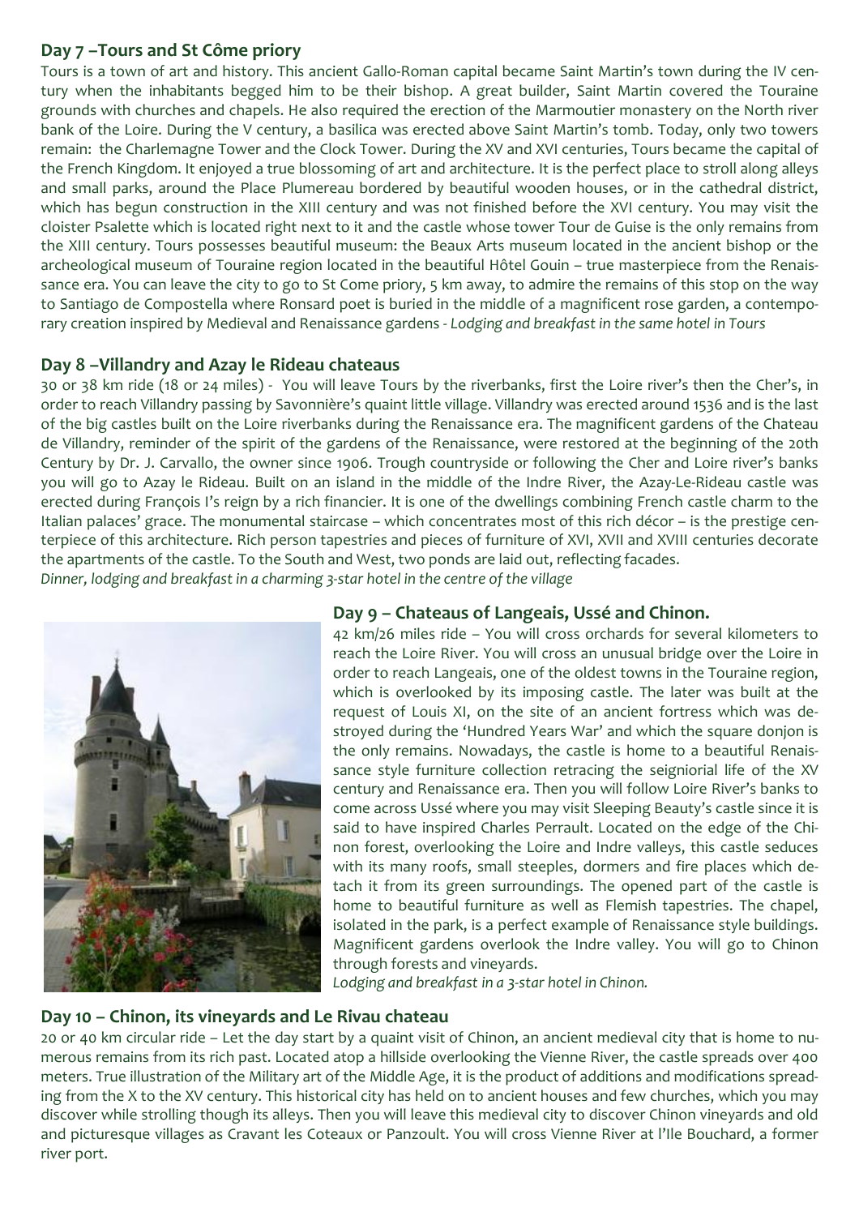## Day 7 –Tours and St Côme priory

Tours is a town of art and history. This ancient Gallo-Roman capital became Saint Martin's town during the IV century when the inhabitants begged him to be their bishop. A great builder, Saint Martin covered the Touraine grounds with churches and chapels. He also required the erection of the Marmoutier monastery on the North river bank of the Loire. During the V century, a basilica was erected above Saint Martin's tomb. Today, only two towers remain: the Charlemagne Tower and the Clock Tower. During the XV and XVI centuries, Tours became the capital of the French Kingdom. It enjoyed a true blossoming of art and architecture. It is the perfect place to stroll along alleys and small parks, around the Place Plumereau bordered by beautiful wooden houses, or in the cathedral district, which has begun construction in the XIII century and was not finished before the XVI century. You may visit the cloister Psalette which is located right next to it and the castle whose tower Tour de Guise is the only remains from the XIII century. Tours possesses beautiful museum: the Beaux Arts museum located in the ancient bishop or the archeological museum of Touraine region located in the beautiful Hôtel Gouin – true masterpiece from the Renaissance era. You can leave the city to go to St Come priory, 5 km away, to admire the remains of this stop on the way to Santiago de Compostella where Ronsard poet is buried in the middle of a magnificent rose garden, a contemporary creation inspired by Medieval and Renaissance gardens - *Lodging and breakfast in the same hotel in Tours*

## Day 8 –Villandry and Azay le Rideau chateaus

30 or 38 km ride (18 or 24 miles) - You will leave Tours by the riverbanks, first the Loire river's then the Cher's, in order to reach Villandry passing by Savonnière's quaint little village. Villandry was erected around 1536 and is the last of the big castles built on the Loire riverbanks during the Renaissance era. The magnificent gardens of the Chateau de Villandry, reminder of the spirit of the gardens of the Renaissance, were restored at the beginning of the 20th Century by Dr. J. Carvallo, the owner since 1906. Trough countryside or following the Cher and Loire river's banks you will go to Azay le Rideau. Built on an island in the middle of the Indre River, the Azay-Le-Rideau castle was erected during François I's reign by a rich financier. It is one of the dwellings combining French castle charm to the Italian palaces' grace. The monumental staircase – which concentrates most of this rich décor – is the prestige centerpiece of this architecture. Rich person tapestries and pieces of furniture of XVI, XVII and XVIII centuries decorate the apartments of the castle. To the South and West, two ponds are laid out, reflecting facades.

*Dinner, lodging and breakfast in a charming 3-star hotel in the centre of the village*

## Day 9 – Chateaus of Langeais, Ussé and Chinon.

42 km/26 miles ride – You will cross orchards for several kilometers to reach the Loire River. You will cross an unusual bridge over the Loire in order to reach Langeais, one of the oldest towns in the Touraine region, which is overlooked by its imposing castle. The later was built at the request of Louis XI, on the site of an ancient fortress which was destroyed during the 'Hundred Years War' and which the square donjon is the only remains. Nowadays, the castle is home to a beautiful Renaissance style furniture collection retracing the seigniorial life of the XV century and Renaissance era. Then you will follow Loire River's banks to come across Ussé where you may visit Sleeping Beauty's castle since it is said to have inspired Charles Perrault. Located on the edge of the Chinon forest, overlooking the Loire and Indre valleys, this castle seduces with its many roofs, small steeples, dormers and fire places which detach it from its green surroundings. The opened part of the castle is home to beautiful furniture as well as Flemish tapestries. The chapel, isolated in the park, is a perfect example of Renaissance style buildings. Magnificent gardens overlook the Indre valley. You will go to Chinon through forests and vineyards.

*Lodging and breakfast in a 3-star hotel in Chinon.*

## Day 10 – Chinon, its vineyards and Le Rivau chateau

20 or 40 km circular ride – Let the day start by a quaint visit of Chinon, an ancient medieval city that is home to numerous remains from its rich past. Located atop a hillside overlooking the Vienne River, the castle spreads over 400 meters. True illustration of the Military art of the Middle Age, it is the product of additions and modifications spreading from the X to the XV century. This historical city has held on to ancient houses and few churches, which you may discover while strolling though its alleys. Then you will leave this medieval city to discover Chinon vineyards and old and picturesque villages as Cravant les Coteaux or Panzoult. You will cross Vienne River at l'Ile Bouchard, a former river port.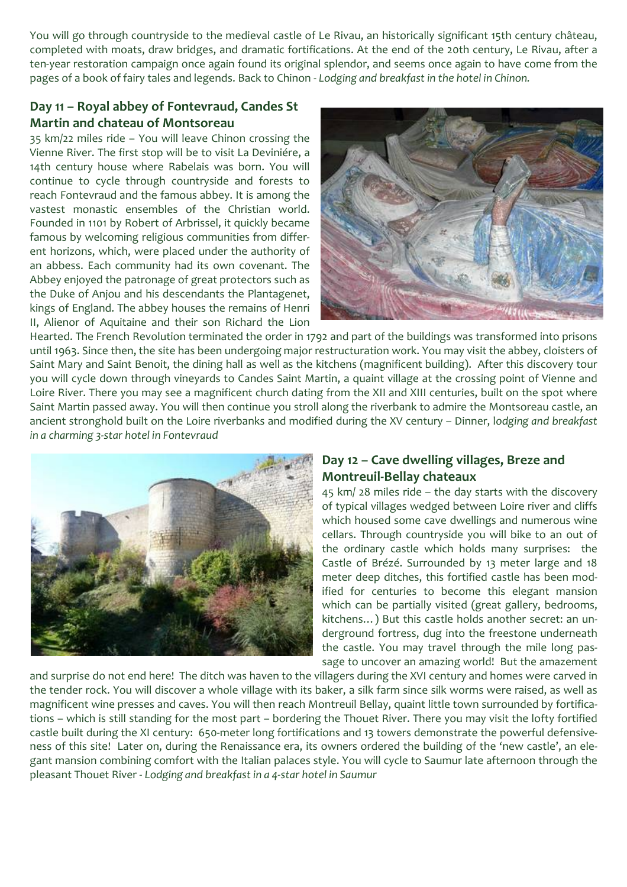You will go through countryside to the medieval castle of Le Rivau, an historically significant 15th century château, completed with moats, draw bridges, and dramatic fortifications. At the end of the 20th century, Le Rivau, after a ten-year restoration campaign once again found its original splendor, and seems once again to have come from the pages of a book of fairy tales and legends. Back to Chinon - *Lodging and breakfast in the hotel in Chinon.*

## Day 11 – Royal abbey of Fontevraud, Candes St Martin and chateau of Montsoreau

35 km/22 miles ride – You will leave Chinon crossing the Vienne River. The first stop will be to visit La Deviniére, a 14th century house where Rabelais was born. You will continue to cycle through countryside and forests to reach Fontevraud and the famous abbey. It is among the vastest monastic ensembles of the Christian world. Founded in 1101 by Robert of Arbrissel, it quickly became famous by welcoming religious communities from different horizons, which, were placed under the authority of an abbess. Each community had its own covenant. The Abbey enjoyed the patronage of great protectors such as the Duke of Anjou and his descendants the Plantagenet, kings of England. The abbey houses the remains of Henri II, Alienor of Aquitaine and their son Richard the Lion Hearted. The French Revolution terminated the order in 1792 and part of the buildings was transformed into prisons until 1963. Since then, the site has been undergoing major restructuration work. You may visit the abbey, cloisters of Saint Mary and Saint Benoit, the dining hall as well as the kitchens (magnificent building). After this discovery tour you will cycle down through vineyards to Candes Saint Martin, a quaint village at the crossing point of Vienne and Loire River. There you may see a magnificent church dating from the XII and XIII centuries, built on the spot where Saint Martin passed away. You will then continue you stroll along the riverbank to admire the Montsoreau castle, an ancient stronghold built on the Loire riverbanks and modified during the XV century – Dinner, *lodging and breakfast in a charming 3-star hotel in Fontevraud*

## Day 12 – Cave dwelling villages, Breze and Montreuil-Bellay chateaux

45 km/ 28 miles ride – the day starts with the discovery of typical villages wedged between Loire river and cliffs which housed some cave dwellings and numerous wine cellars. Through countryside you will bike to an out of the ordinary castle which holds many surprises: the Castle of Brézé. Surrounded by 13 meter large and 18 meter deep ditches, this fortified castle has been modified for centuries to become this elegant mansion which can be partially visited (great gallery, bedrooms, kitchens…) But this castle holds another secret: an underground fortress, dug into the freestone underneath the castle. You may travel through the mile long passage to uncover an amazing world! But the amazement and surprise do not end here! The ditch was haven to the villagers during the XVI century and homes were carved in the tender rock. You will discover a whole village with its baker, a silk farm since silk worms were raised, as well as magnificent wine presses and caves. You will then reach Montreuil Bellay, quaint little town surrounded by fortifications – which is still standing for the most part – bordering the Thouet River. There you may visit the lofty fortified castle built during the XI century: 650-meter long fortifications and 13 towers demonstrate the powerful defensiveness of this site! Later on, during the Renaissance era, its owners ordered the building of the 'new castle', an elegant mansion combining comfort with the Italian palaces style. You will cycle to Saumur late afternoon through the pleasant Thouet River - *Lodging and breakfast in a 4-star hotel in Saumur*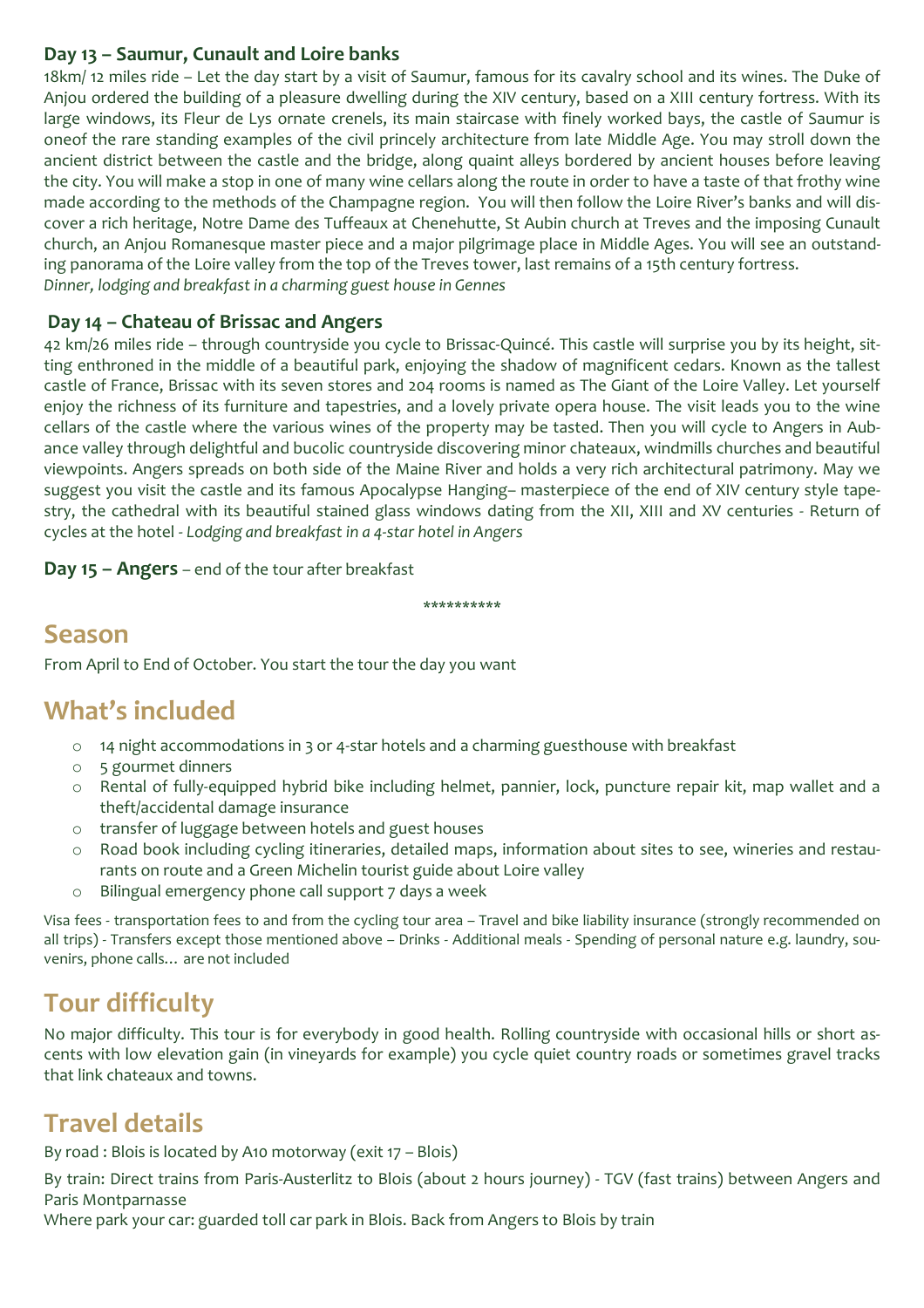### Day 13 – Saumur, Cunault and Loire banks

18km/ 12 miles ride – Let the day start by a visit of Saumur, famous for its cavalry school and its wines. The Duke of Anjou ordered the building of a pleasure dwelling during the XIV century, based on a XIII century fortress. With its large windows, its Fleur de Lys ornate crenels, its main staircase with finely worked bays, the castle of Saumur is oneof the rare standing examples of the civil princely architecture from late Middle Age. You may stroll down the ancient district between the castle and the bridge, along quaint alleys bordered by ancient houses before leaving the city. You will make a stop in one of many wine cellars along the route in order to have a taste of that frothy wine made according to the methods of the Champagne region. You will then follow the Loire River's banks and will discover a rich heritage, Notre Dame des Tuffeaux at Chenehutte, St Aubin church at Treves and the imposing Cunault church, an Anjou Romanesque master piece and a major pilgrimage place in Middle Ages. You will see an outstanding panorama of the Loire valley from the top of the Treves tower, last remains of a 15th century fortress.
*Dinner, lodging and breakfast in a charming guest house in Gennes*

### Day 14 – Chateau of Brissac and Angers

42 km/26 miles ride – through countryside you cycle to Brissac-Quincé. This castle will surprise you by its height, sitting enthroned in the middle of a beautiful park, enjoying the shadow of magnificent cedars. Known as the tallest castle of France, Brissac with its seven stores and 204 rooms is named as The Giant of the Loire Valley. Let yourself enjoy the richness of its furniture and tapestries, and a lovely private opera house. The visit leads you to the wine cellars of the castle where the various wines of the property may be tasted. Then you will cycle to Angers in Aubance valley through delightful and bucolic countryside discovering minor chateaux, windmills churches and beautiful viewpoints. Angers spreads on both side of the Maine River and holds a very rich architectural patrimony. May we suggest you visit the castle and its famous Apocalypse Hanging– masterpiece of the end of XIV century style tapestry, the cathedral with its beautiful stained glass windows dating from the XII, XIII and XV centuries - Return of cycles at the hotel - *Lodging and breakfast in a 4-star hotel in Angers*

**Day 15 – Angers** – end of the tour after breakfast

\*\*\*\*\*\*\*\*\*\*

## Season

From April to End of October. You start the tour the day you want

## What's included

- 14 night accommodations in 3 or 4-star hotels and a charming guesthouse with breakfast
- 5 gourmet dinners
- Rental of fully-equipped hybrid bike including helmet, pannier, lock, puncture repair kit, map wallet and a theft/accidental damage insurance
- transfer of luggage between hotels and guest houses
- Road book including cycling itineraries, detailed maps, information about sites to see, wineries and restaurants on route and a Green Michelin tourist guide about Loire valley
- Bilingual emergency phone call support 7 days a week

Visa fees - transportation fees to and from the cycling tour area – Travel and bike liability insurance (strongly recommended on all trips) - Transfers except those mentioned above – Drinks - Additional meals - Spending of personal nature e.g. laundry, souvenirs, phone calls… are not included

## Tour difficulty

No major difficulty. This tour is for everybody in good health. Rolling countryside with occasional hills or short ascents with low elevation gain (in vineyards for example) you cycle quiet country roads or sometimes gravel tracks that link chateaux and towns.

## Travel details

By road : Blois is located by A10 motorway (exit 17 – Blois)

By train: Direct trains from Paris-Austerlitz to Blois (about 2 hours journey) - TGV (fast trains) between Angers and Paris Montparnasse
Where park your car: guarded toll car park in Blois. Back from Angers to Blois by train